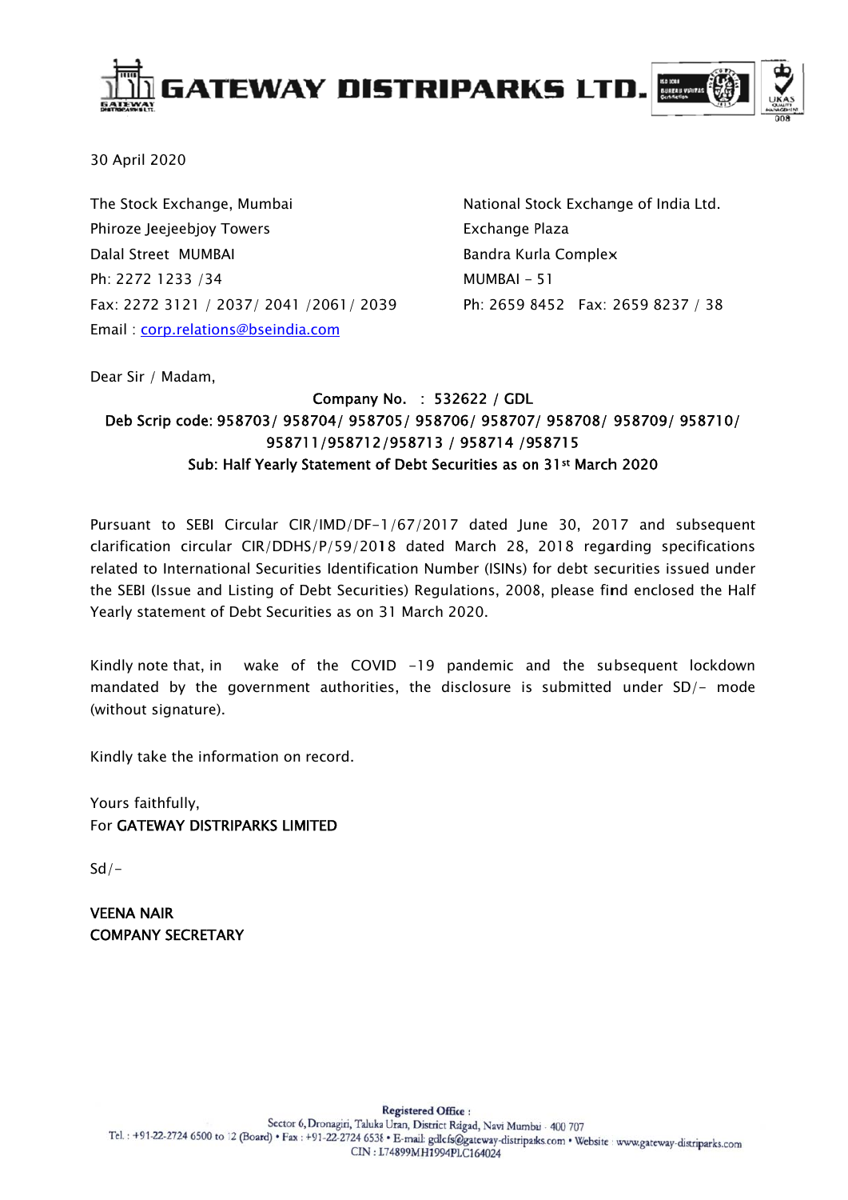# GATEWAY DISTRIPARKS LTD.

30 April 2020

The Stock Exchange, Mumbai
Phiroze Jeejeebjoy Towers
Dalal Street MUMBAI
Ph: 2272 1233 /34
Fax: 2272 3121 / 2037/ 2041 /2061/ 2039
Email : corp.relations@bseindia.com

National Stock Exchange of India Ltd.
Exchange Plaza
Bandra Kurla Complex
MUMBAI - 51
Ph: 2659 8452 Fax: 2659 8237 / 38

Dear Sir / Madam,

**Company No. : 532622 / GDL**
**Deb Scrip code: 958703/ 958704/ 958705/ 958706/ 958707/ 958708/ 958709/ 958710/ 958711/958712/958713 / 958714 /958715**
**Sub: Half Yearly Statement of Debt Securities as on 31st March 2020**

Pursuant to SEBI Circular CIR/IMD/DF-1/67/2017 dated June 30, 2017 and subsequent clarification circular CIR/DDHS/P/59/2018 dated March 28, 2018 regarding specifications related to International Securities Identification Number (ISINs) for debt securities issued under the SEBI (Issue and Listing of Debt Securities) Regulations, 2008, please find enclosed the Half Yearly statement of Debt Securities as on 31 March 2020.

Kindly note that, in wake of the COVID -19 pandemic and the subsequent lockdown mandated by the government authorities, the disclosure is submitted under SD/- mode (without signature).

Kindly take the information on record.

Yours faithfully,
For **GATEWAY DISTRIPARKS LIMITED**

Sd/-

**VEENA NAIR**
**COMPANY SECRETARY**

**Registered Office :**
Sector 6, Dronagiri, Taluka Uran, District Raigad, Navi Mumbai - 400 707
Tel. : +91-22-2724 6500 to 12 (Board) • Fax : +91-22-2724 6538 • E-mail: gdlcfs@gateway-distriparks.com • Website : www.gateway-distriparks.com
CIN : L74899MH1994PLC164024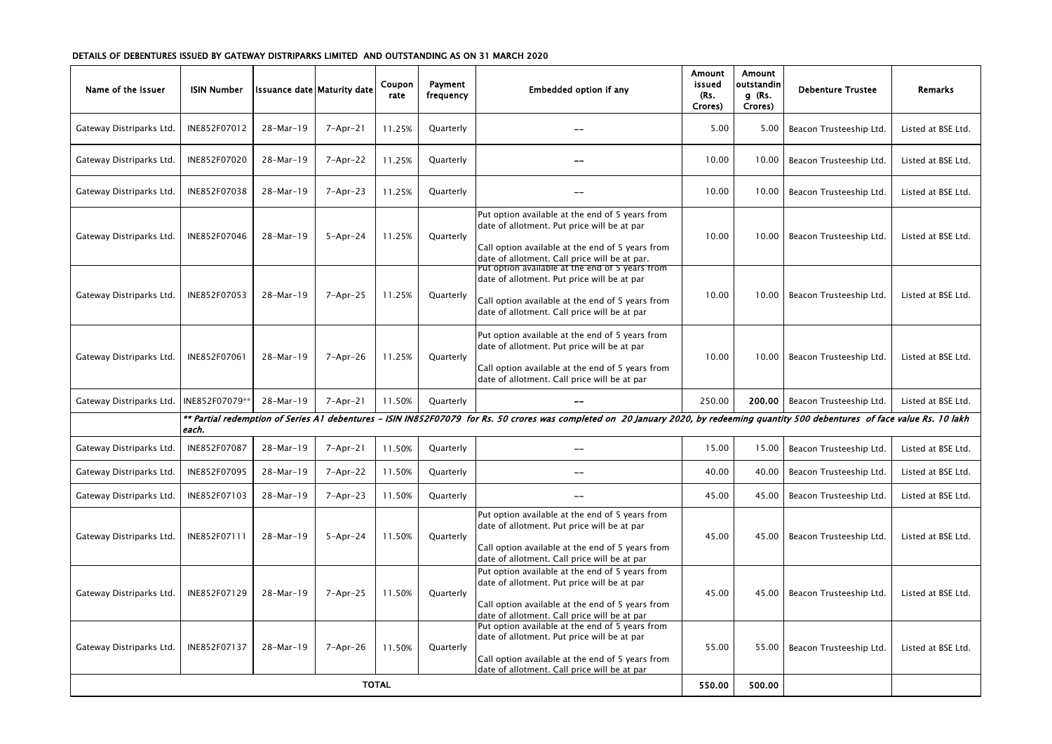**DETAILS OF DEBENTURES ISSUED BY GATEWAY DISTRIPARKS LIMITED AND OUTSTANDING AS ON 31 MARCH 2020**

| Name of the Issuer | ISIN Number | Issuance date | Maturity date | Coupon rate | Payment frequency | Embedded option if any | Amount issued (Rs. Crores) | Amount outstanding (Rs. Crores) | Debenture Trustee | Remarks |
|---|---|---|---|---|---|---|---|---|---|---|
| Gateway Distriparks Ltd. | INE852F07012 | 28-Mar-19 | 7-Apr-21 | 11.25% | Quarterly | -- | 5.00 | 5.00 | Beacon Trusteeship Ltd. | Listed at BSE Ltd. |
| Gateway Distriparks Ltd. | INE852F07020 | 28-Mar-19 | 7-Apr-22 | 11.25% | Quarterly | -- | 10.00 | 10.00 | Beacon Trusteeship Ltd. | Listed at BSE Ltd. |
| Gateway Distriparks Ltd. | INE852F07038 | 28-Mar-19 | 7-Apr-23 | 11.25% | Quarterly | -- | 10.00 | 10.00 | Beacon Trusteeship Ltd. | Listed at BSE Ltd. |
| Gateway Distriparks Ltd. | INE852F07046 | 28-Mar-19 | 5-Apr-24 | 11.25% | Quarterly | Put option available at the end of 5 years from date of allotment. Put price will be at par<br><br>Call option available at the end of 5 years from date of allotment. Call price will be at par. | 10.00 | 10.00 | Beacon Trusteeship Ltd. | Listed at BSE Ltd. |
| Gateway Distriparks Ltd. | INE852F07053 | 28-Mar-19 | 7-Apr-25 | 11.25% | Quarterly | Put option available at the end of 5 years from date of allotment. Put price will be at par<br><br>Call option available at the end of 5 years from date of allotment. Call price will be at par | 10.00 | 10.00 | Beacon Trusteeship Ltd. | Listed at BSE Ltd. |
| Gateway Distriparks Ltd. | INE852F07061 | 28-Mar-19 | 7-Apr-26 | 11.25% | Quarterly | Put option available at the end of 5 years from date of allotment. Put price will be at par<br><br>Call option available at the end of 5 years from date of allotment. Call price will be at par | 10.00 | 10.00 | Beacon Trusteeship Ltd. | Listed at BSE Ltd. |
| Gateway Distriparks Ltd. | INE852F07079** | 28-Mar-19 | 7-Apr-21 | 11.50% | Quarterly | -- | 250.00 | **200.00** | Beacon Trusteeship Ltd. | Listed at BSE Ltd. |
| | *\*\* Partial redemption of Series A1 debentures - ISIN IN852F07079 for Rs. 50 crores was completed on 20 January 2020, by redeeming quantity 500 debentures of face value Rs. 10 lakh each.* | | | | | | | | | |
| Gateway Distriparks Ltd. | INE852F07087 | 28-Mar-19 | 7-Apr-21 | 11.50% | Quarterly | -- | 15.00 | 15.00 | Beacon Trusteeship Ltd. | Listed at BSE Ltd. |
| Gateway Distriparks Ltd. | INE852F07095 | 28-Mar-19 | 7-Apr-22 | 11.50% | Quarterly | -- | 40.00 | 40.00 | Beacon Trusteeship Ltd. | Listed at BSE Ltd. |
| Gateway Distriparks Ltd. | INE852F07103 | 28-Mar-19 | 7-Apr-23 | 11.50% | Quarterly | -- | 45.00 | 45.00 | Beacon Trusteeship Ltd. | Listed at BSE Ltd. |
| Gateway Distriparks Ltd. | INE852F07111 | 28-Mar-19 | 5-Apr-24 | 11.50% | Quarterly | Put option available at the end of 5 years from date of allotment. Put price will be at par<br><br>Call option available at the end of 5 years from date of allotment. Call price will be at par | 45.00 | 45.00 | Beacon Trusteeship Ltd. | Listed at BSE Ltd. |
| Gateway Distriparks Ltd. | INE852F07129 | 28-Mar-19 | 7-Apr-25 | 11.50% | Quarterly | Put option available at the end of 5 years from date of allotment. Put price will be at par<br><br>Call option available at the end of 5 years from date of allotment. Call price will be at par | 45.00 | 45.00 | Beacon Trusteeship Ltd. | Listed at BSE Ltd. |
| Gateway Distriparks Ltd. | INE852F07137 | 28-Mar-19 | 7-Apr-26 | 11.50% | Quarterly | Put option available at the end of 5 years from date of allotment. Put price will be at par<br><br>Call option available at the end of 5 years from date of allotment. Call price will be at par | 55.00 | 55.00 | Beacon Trusteeship Ltd. | Listed at BSE Ltd. |
| **TOTAL** | | | | | | | **550.00** | **500.00** | | |